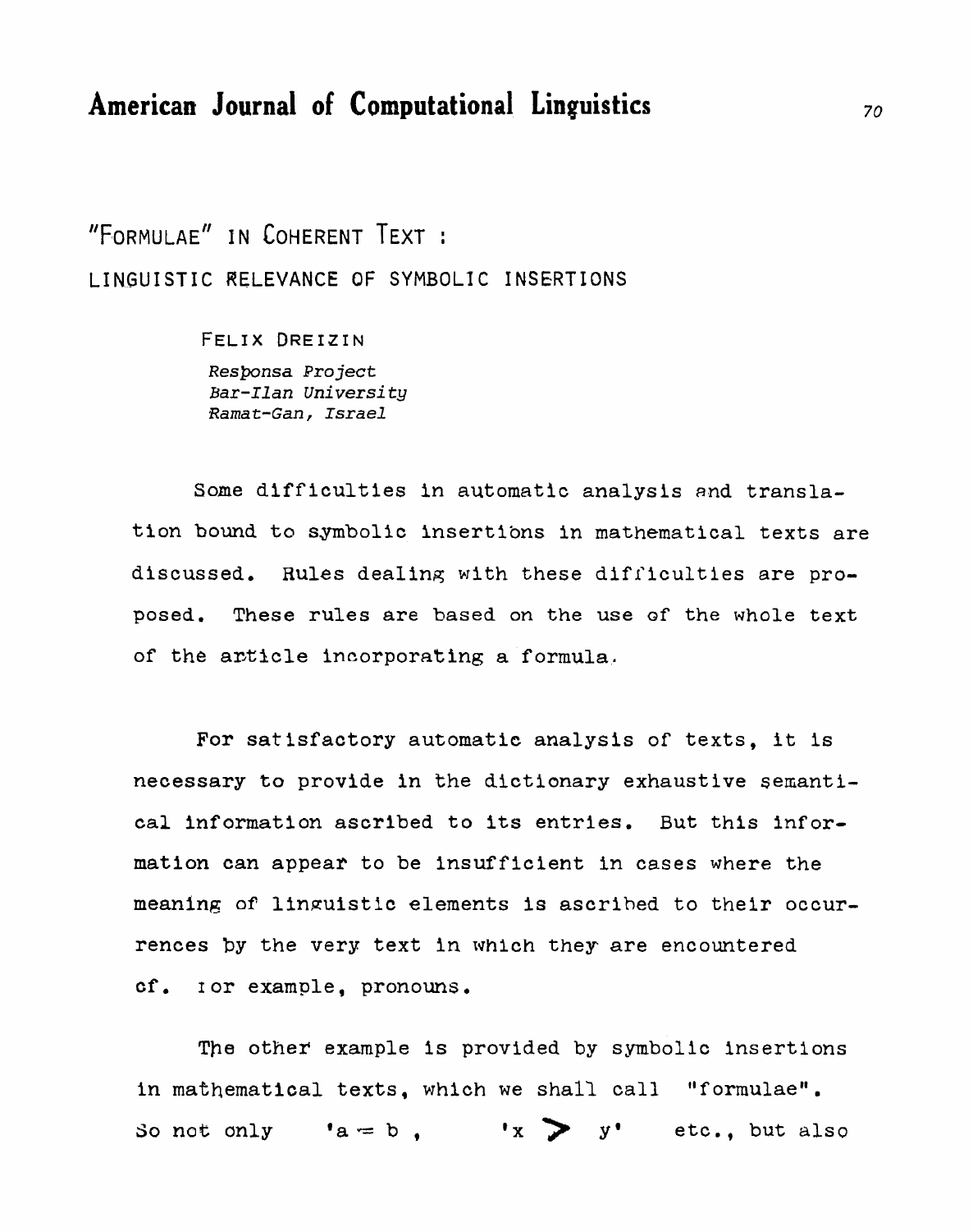# "Formulae" in Coherent Text :

## Linguistic Relevance of Symbolic Insertions

Felix Dreizin

*Responsa Project*
*Bar-Ilan University*
*Ramat-Gan, Israel*

Some difficulties in automatic analysis and translation bound to symbolic insertions in mathematical texts are discussed. Rules dealing with these difficulties are proposed. These rules are based on the use of the whole text of the article incorporating a formula.

For satisfactory automatic analysis of texts, it is necessary to provide in the dictionary exhaustive semantical information ascribed to its entries. But this information can appear to be insufficient in cases where the meaning of linguistic elements is ascribed to their occurrences by the very text in which they are encountered cf. ior example, pronouns.

The other example is provided by symbolic insertions in mathematical texts, which we shall call "formulae". So not only '$a = b$ , '$x > y$' etc., but also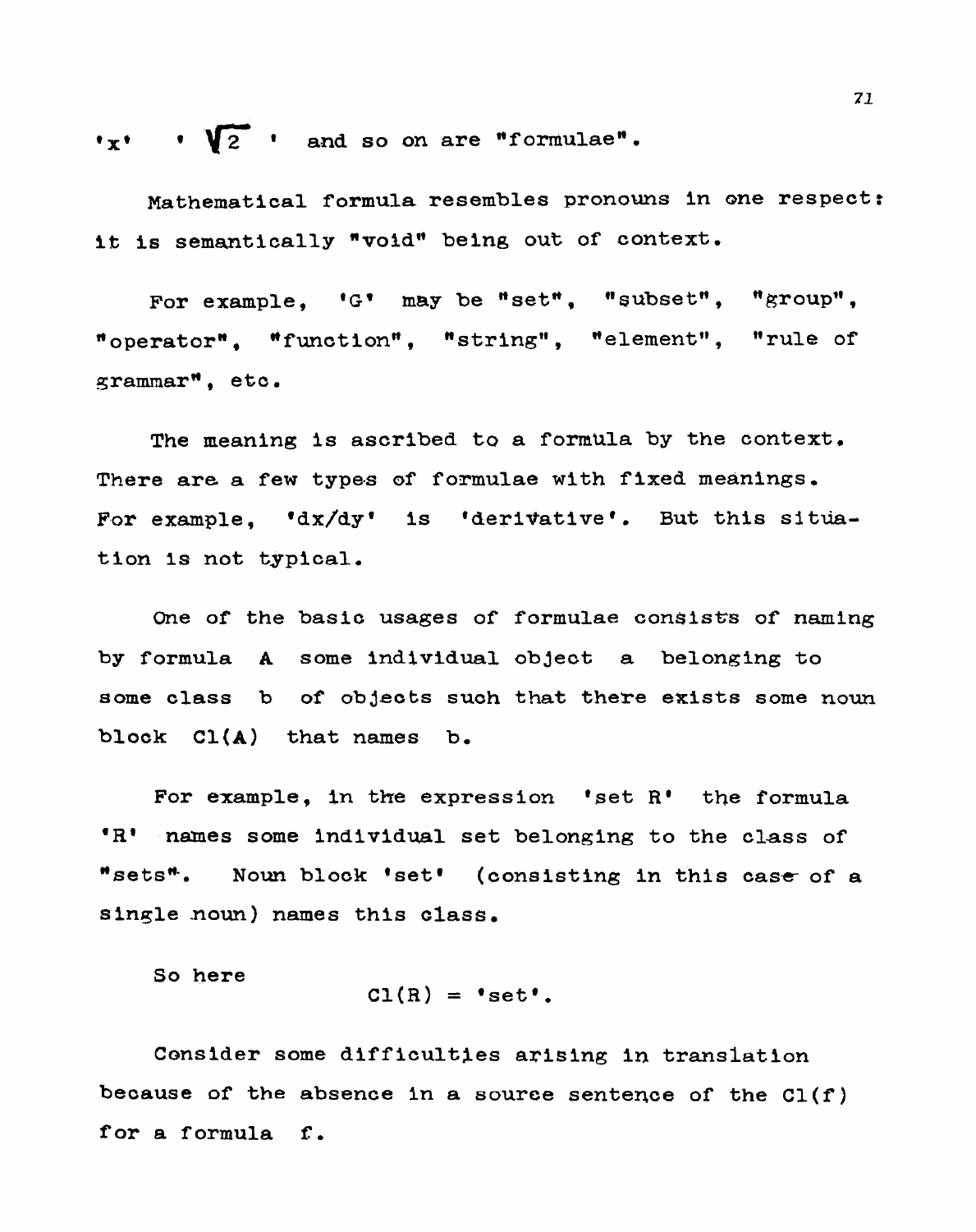'x' ' $\sqrt{2}$ ' and so on are "formulae".

Mathematical formula resembles pronouns in one respect: it is semantically "void" being out of context.

For example, 'G' may be "set", "subset", "group", "operator", "function", "string", "element", "rule of grammar", etc.

The meaning is ascribed to a formula by the context. There are a few types of formulae with fixed meanings. For example, 'dx/dy' is 'derivative'. But this situation is not typical.

One of the basic usages of formulae consists of naming by formula **A** some individual object a belonging to some class b of objects such that there exists some noun block Cl(**A**) that names b.

For example, in the expression 'set R' the formula 'R' names some individual set belonging to the class of "sets". Noun block 'set' (consisting in this case of a single noun) names this class.

So here

$$Cl(R) = \text{'set'}.$$

Consider some difficulties arising in translation because of the absence in a source sentence of the Cl(f) for a formula f.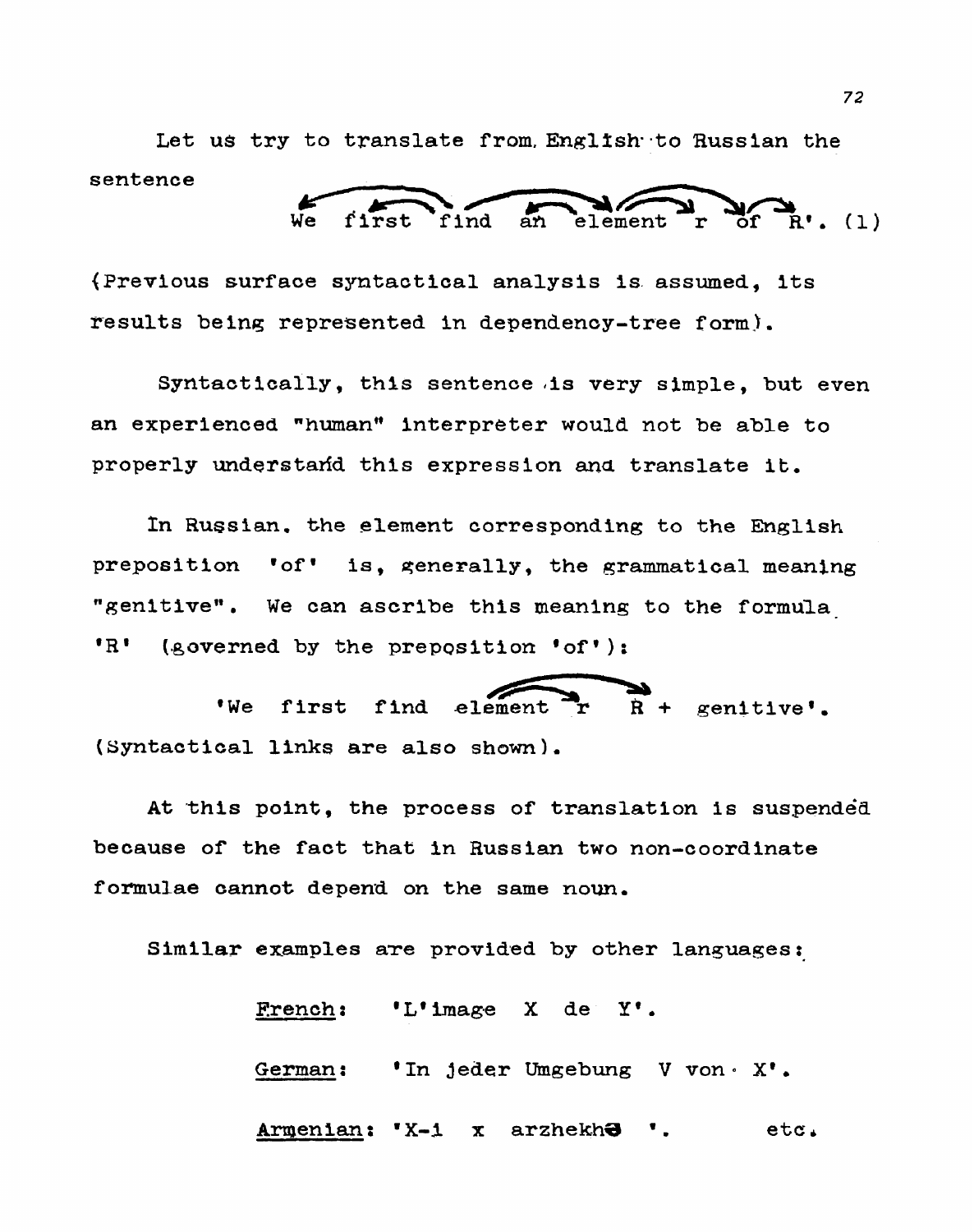Let us try to translate from English to Russian the sentence

We first find an element r of R'. (1)

(Previous surface syntactical analysis is assumed, its results being represented in dependency-tree form).

Syntactically, this sentence is very simple, but even an experienced "human" interpreter would not be able to properly understand this expression and translate it.

In Russian, the element corresponding to the English preposition 'of' is, generally, the grammatical meaning "genitive". We can ascribe this meaning to the formula 'R' (governed by the preposition 'of'):

'We first find element r R + genitive'.

(Syntactical links are also shown).

At this point, the process of translation is suspended because of the fact that in Russian two non-coordinate formulae cannot depend on the same noun.

Similar examples are provided by other languages:

French: 'L'image X de Y'.

German: 'In jeder Umgebung V von X'.

Armenian: 'X-i x arzhekhə '. etc.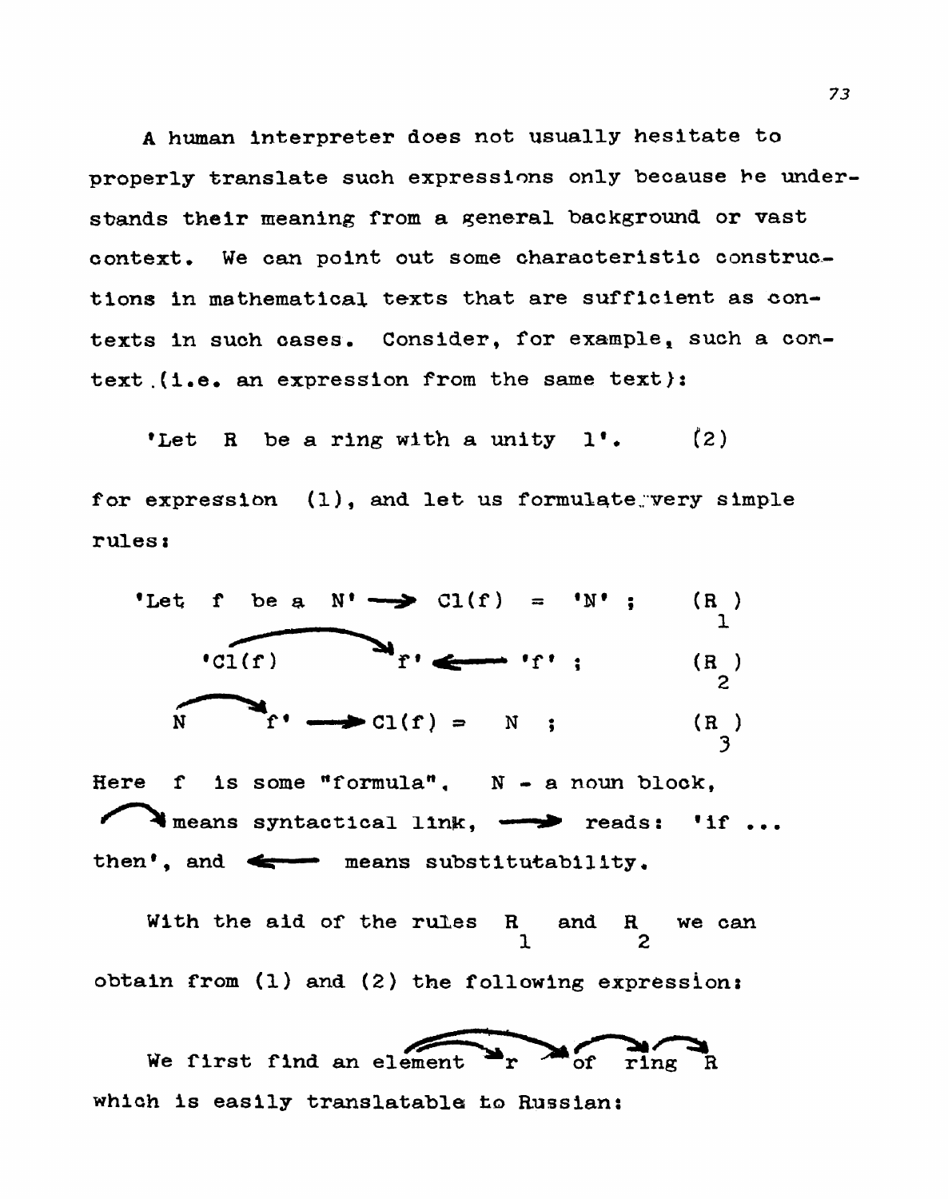A human interpreter does not usually hesitate to properly translate such expressions only because he understands their meaning from a general background or vast context. We can point out some characteristic constructions in mathematical texts that are sufficient as contexts in such cases. Consider, for example, such a context (i.e. an expression from the same text):

'Let R be a ring with a unity 1'. (2)

for expression (1), and let us formulate very simple rules:

$$\text{'Let } f \text{ be a } N\text{'} \longrightarrow \text{Cl}(f) = \text{'N'} ; \qquad (R_1)$$

$$\text{'}\overset{\frown}{\text{Cl}(f) \quad f}\text{'} \longleftarrow \text{'}f\text{'} ; \qquad (R_2)$$

$$\overset{\frown}{N \quad f}\text{'} \longrightarrow \text{Cl}(f) = N ; \qquad (R_3)$$

Here $f$ is some "formula", $N$ - a noun block, $\frown$ means syntactical link, $\longrightarrow$ reads: 'if ... then', and $\longleftarrow$ means substitutability.

With the aid of the rules $R_1$ and $R_2$ we can obtain from (1) and (2) the following expression:

We first find an element r of ring R

which is easily translatable to Russian: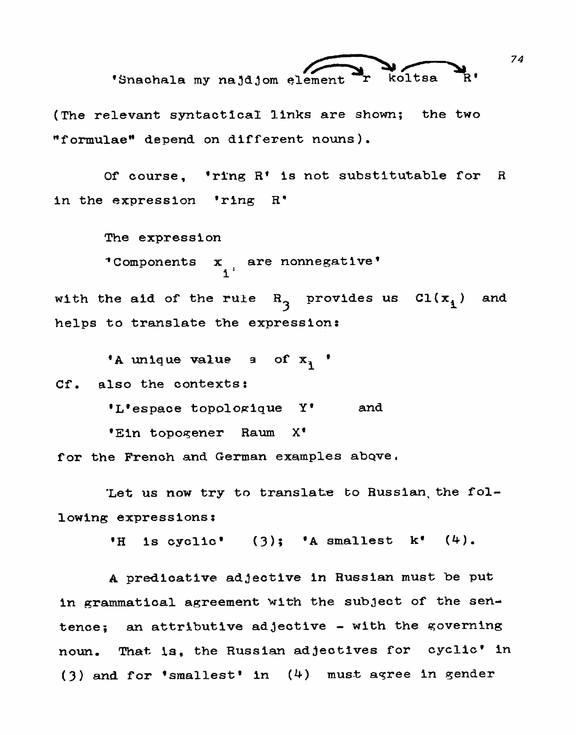'Snachala my najdjom element $r$ koltsa $R$'

(The relevant syntactical links are shown; the two "formulae" depend on different nouns).

Of course, 'ring R' is not substitutable for R in the expression 'ring R'

The expression

'Components $x_i$ are nonnegative'

with the aid of the rule $R_3$ provides us $Cl(x_i)$ and helps to translate the expression:

'A unique value $a$ of $x_i$'

Cf. also the contexts:

'L'espace topologique Y' and

'Ein topogener Raum X'

for the French and German examples above.

Let us now try to translate to Russian the following expressions:

'H is cyclic' (3); 'A smallest k' (4).

A predicative adjective in Russian must be put in grammatical agreement with the subject of the sentence; an attributive adjective - with the governing noun. That is, the Russian adjectives for cyclic' in (3) and for 'smallest' in (4) must agree in gender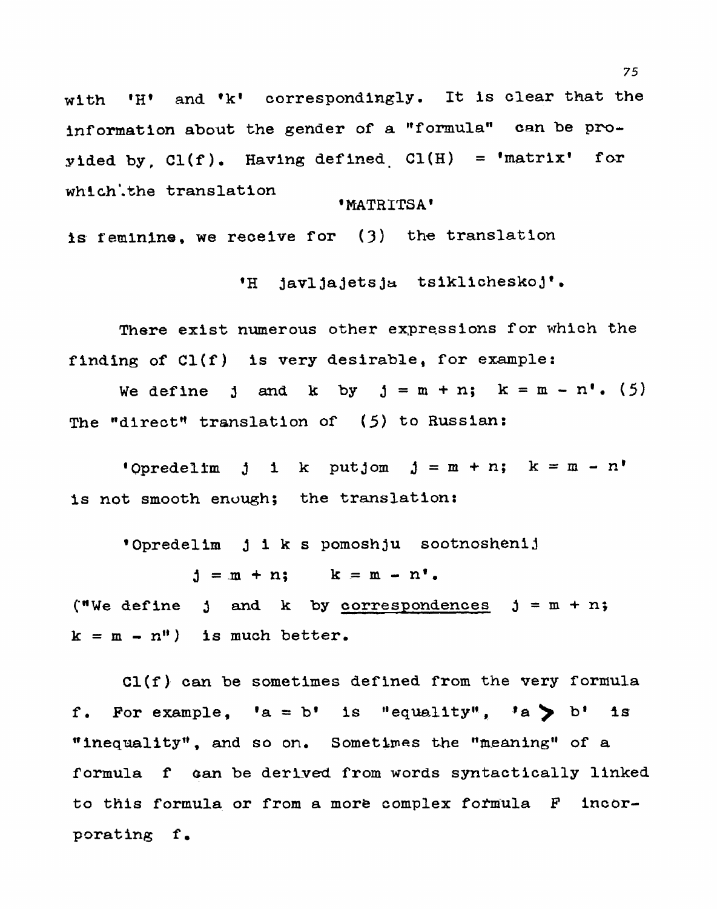with 'H' and 'k' correspondingly. It is clear that the information about the gender of a "formula" can be provided by, Cl(f). Having defined Cl(H) = 'matrix' for which the translation

'MATRITSA'

is feminine, we receive for (3) the translation

'H javljajetsja tsiklicheskoj'.

There exist numerous other expressions for which the finding of Cl(f) is very desirable, for example:

We define j and k by $j = m + n$; $k = m - n$'. (5)

The "direct" translation of (5) to Russian:

'Opredelim j i k putjom $j = m + n$; $k = m - n$'

is not smooth enough; the translation:

'Opredelim j i k s pomoshju sootnoshenij

$j = m + n$; $k = m - n$'.

("We define j and k by <u>correspondences</u> $j = m + n$; $k = m - n$") is much better.

Cl(f) can be sometimes defined from the very formula f. For example, '$a = b$' is "equality", '$a > b$' is "inequality", and so on. Sometimes the "meaning" of a formula f can be derived from words syntactically linked to this formula or from a more complex formula F incorporating f.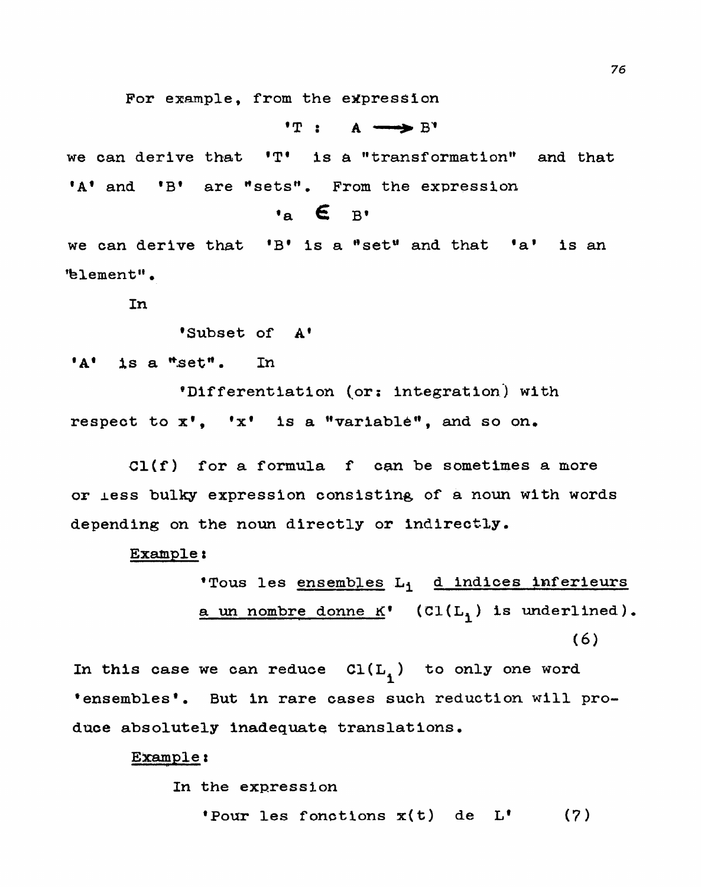For example, from the expression

$$'T : A \longrightarrow B'$$

we can derive that 'T' is a "transformation" and that 'A' and 'B' are "sets". From the expression

$$'a \in B'$$

we can derive that 'B' is a "set" and that 'a' is an "element".

In

'Subset of A'

'A' is a "set". In

'Differentiation (or: integration) with respect to x', 'x' is a "variable", and so on.

Cl(f) for a formula f can be sometimes a more or less bulky expression consisting of a noun with words depending on the noun directly or indirectly.

Example:

'Tous les ensembles $L_1$ d indices inferieurs a un nombre donne K' ($Cl(L_1)$ is underlined). (6)

In this case we can reduce $Cl(L_1)$ to only one word 'ensembles'. But in rare cases such reduction will produce absolutely inadequate translations.

Example:

In the expression

'Pour les fonctions x(t) de L' (7)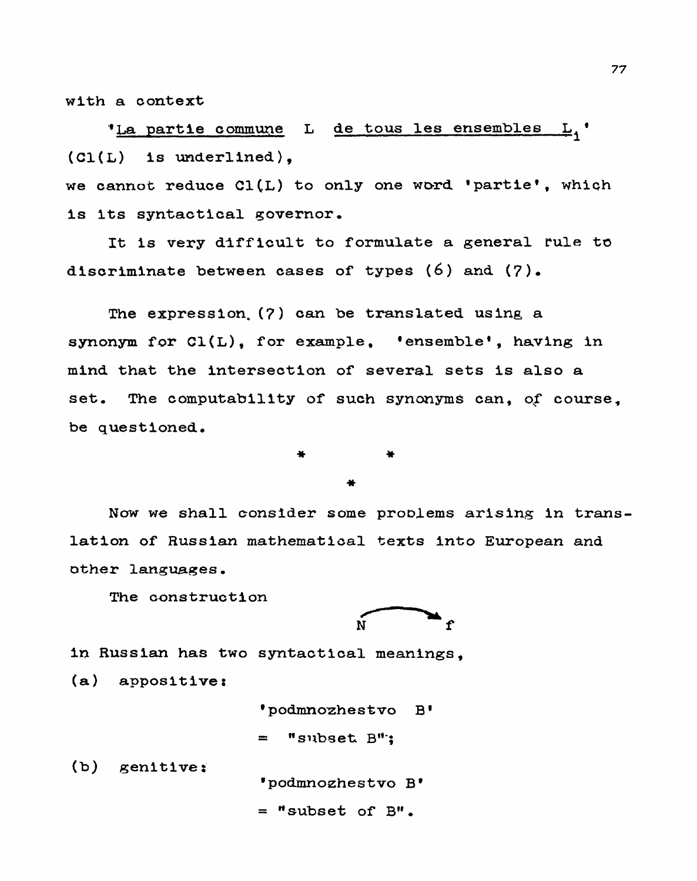with a context

'<u>La partie commune</u> L <u>de tous les ensembles</u> $L_i$'
(Cl(L) is underlined),

we cannot reduce Cl(L) to only one word 'partie', which is its syntactical governor.

It is very difficult to formulate a general rule to discriminate between cases of types (6) and (7).

The expression (7) can be translated using a synonym for Cl(L), for example, 'ensemble', having in mind that the intersection of several sets is also a set. The computability of such synonyms can, of course, be questioned.

\* \*
\*

Now we shall consider some problems arising in translation of Russian mathematical texts into European and other languages.

The construction

$$\overset{\frown}{N \quad f}$$

in Russian has two syntactical meanings,

(a) appositive:

'podmnozhestvo B'
= "subset B";

(b) genitive:

'podmnozhestvo B'
= "subset of B".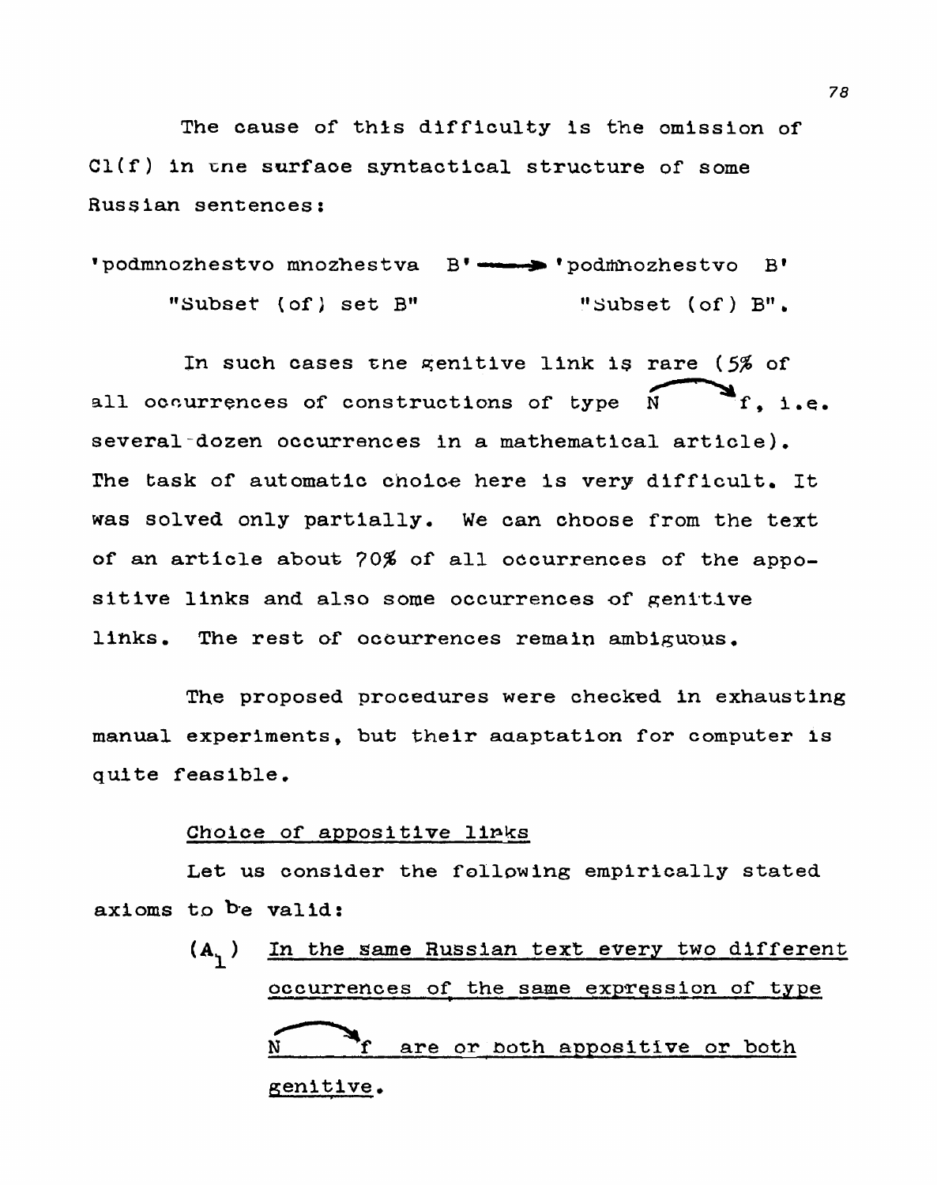The cause of this difficulty is the omission of Cl(f) in the surface syntactical structure of some Russian sentences:

'podmnozhestvo mnozhestva B' ⟶ 'podmnozhestvo B'
"Subset (of) set B" "Subset (of) B".

In such cases the genitive link is rare (5% of all occurrences of constructions of type $\overset{\frown}{N \;\; f}$, i.e. several-dozen occurrences in a mathematical article). The task of automatic choice here is very difficult. It was solved only partially. We can choose from the text of an article about 70% of all occurrences of the appositive links and also some occurrences of genitive links. The rest of occurrences remain ambiguous.

The proposed procedures were checked in exhausting manual experiments, but their adaptation for computer is quite feasible.

## Choice of appositive links

Let us consider the following empirically stated axioms to be valid:

($A_1$) <u>In the same Russian text every two different occurrences of the same expression of type $\overset{\frown}{N \;\; f}$ are or both appositive or both genitive.</u>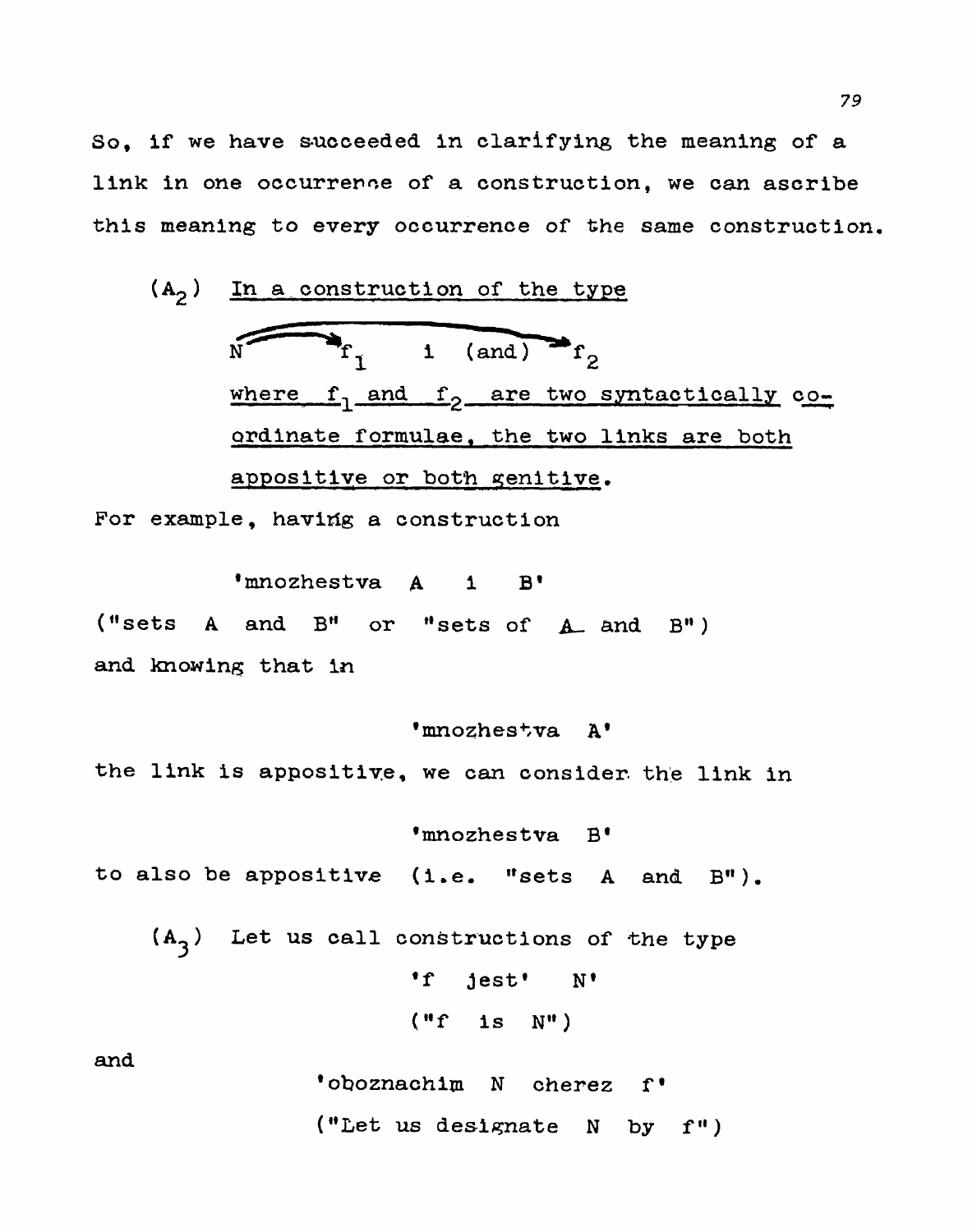So, if we have succeeded in clarifying the meaning of a link in one occurrence of a construction, we can ascribe this meaning to every occurrence of the same construction.

($A_2$) <u>In a construction of the type</u>

$$N \quad f_1 \quad i \ (\text{and}) \quad f_2$$

<u>where $f_1$ and $f_2$ are two syntactically co-ordinate formulae, the two links are both appositive or both genitive.</u>

For example, having a construction

'mnozhestva A i B'

("sets A and B" or "sets of A and B")

and knowing that in

'mnozhestva A'

the link is appositive, we can consider the link in

'mnozhestva B'

to also be appositive (i.e. "sets A and B").

($A_3$) Let us call constructions of the type

'f jest' N'

("f is N")

and

'oboznachim N cherez f'

("Let us designate N by f")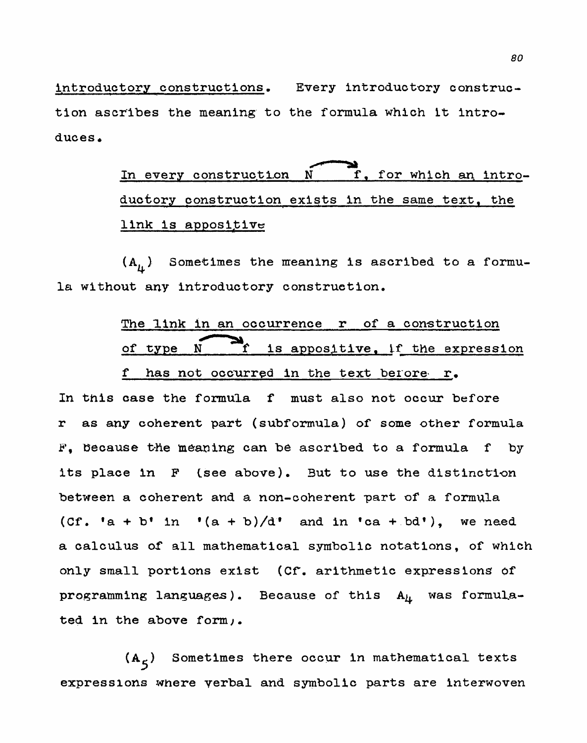introductory constructions. Every introductory construction ascribes the meaning to the formula which it introduces.

> In every construction $\overset{\frown}{N \quad f}$, for which an introductory construction exists in the same text, the link is appositive

($A_4$) Sometimes the meaning is ascribed to a formula without any introductory construction.

> The link in an occurrence r of a construction of type $\overset{\frown}{N \quad f}$ is appositive, if the expression f has not occurred in the text before r.

In this case the formula f must also not occur before r as any coherent part (subformula) of some other formula F, because the meaning can be ascribed to a formula f by its place in F (see above). But to use the distinction between a coherent and a non-coherent part of a formula (Cf. 'a + b' in '(a + b)/d' and in 'ca + bd'), we need a calculus of all mathematical symbolic notations, of which only small portions exist (Cf. arithmetic expressions of programming languages). Because of this $A_4$ was formulated in the above form).

($A_5$) Sometimes there occur in mathematical texts expressions where verbal and symbolic parts are interwoven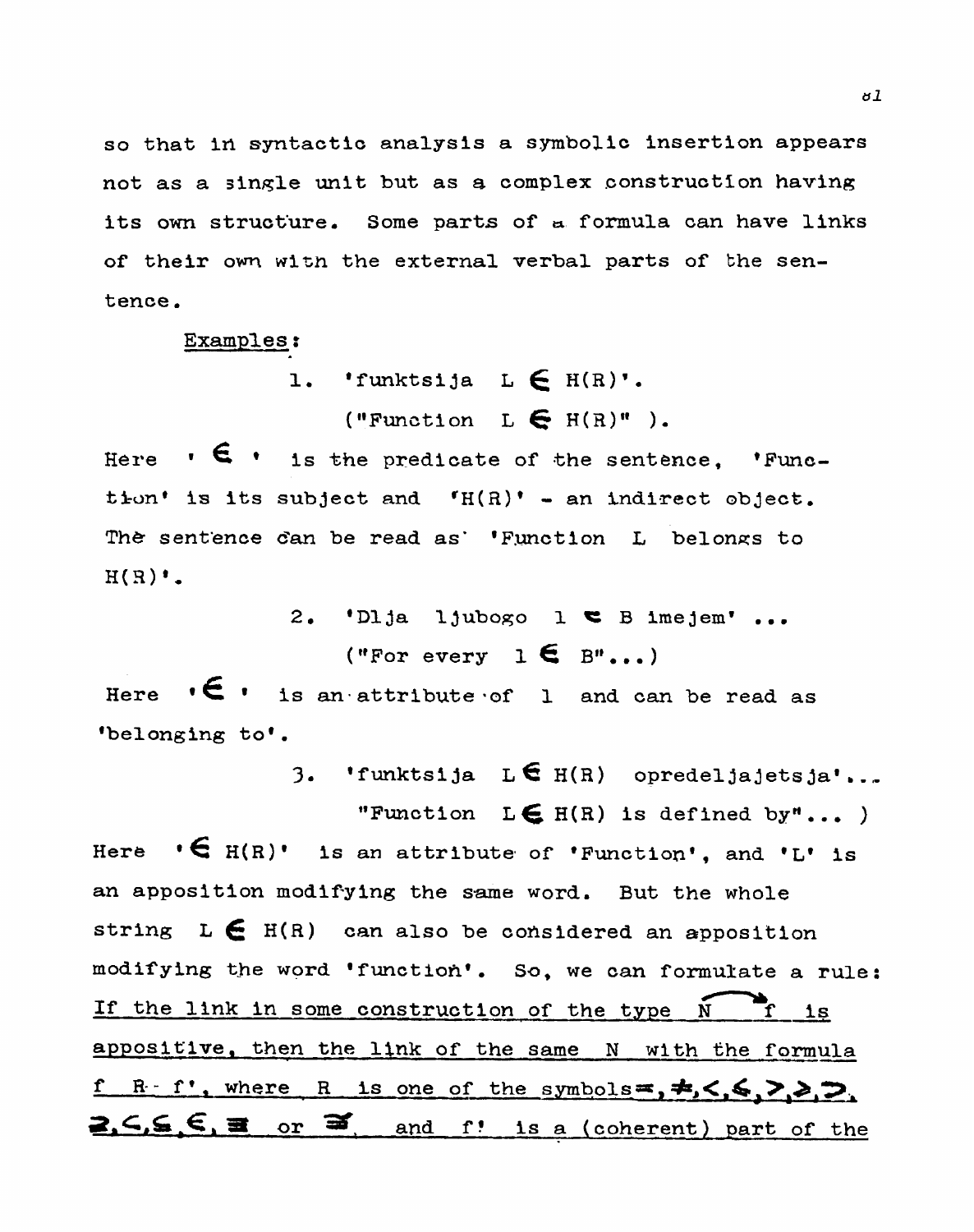so that in syntactic analysis a symbolic insertion appears not as a single unit but as a complex construction having its own structure. Some parts of a formula can have links of their own with the external verbal parts of the sentence.

Examples:

1. 'funktsija $L \in H(R)$'.
   ("Function $L \in H(R)$").

Here '$\in$' is the predicate of the sentence, 'Function' is its subject and '$H(R)$' – an indirect object. The sentence can be read as 'Function L belongs to $H(R)$'.

2. 'Dlja ljubogo $l \in B$ imejem' ...
   ("For every $l \in B$"...)

Here '$\in$' is an attribute of $l$ and can be read as 'belonging to'.

3. 'funktsija $L \in H(R)$ opredeljajetsja'...
   "Function $L \in H(R)$ is defined by"... )

Here '$\in H(R)$' is an attribute of 'Function', and 'L' is an apposition modifying the same word. But the whole string $L \in H(R)$ can also be considered an apposition modifying the word 'function'. So, we can formulate a rule: <u>If the link in some construction of the type $\overset{\frown}{N \;\; f}$ is appositive, then the link of the same N with the formula $f\ R\ f'$, where R is one of the symbols $=, \neq, <, \leqslant, >, \geqslant, \supset, \supseteq, \subset, \subseteq, \in, \equiv$ or $\not\equiv$ and $f'$ is a (coherent) part of the</u>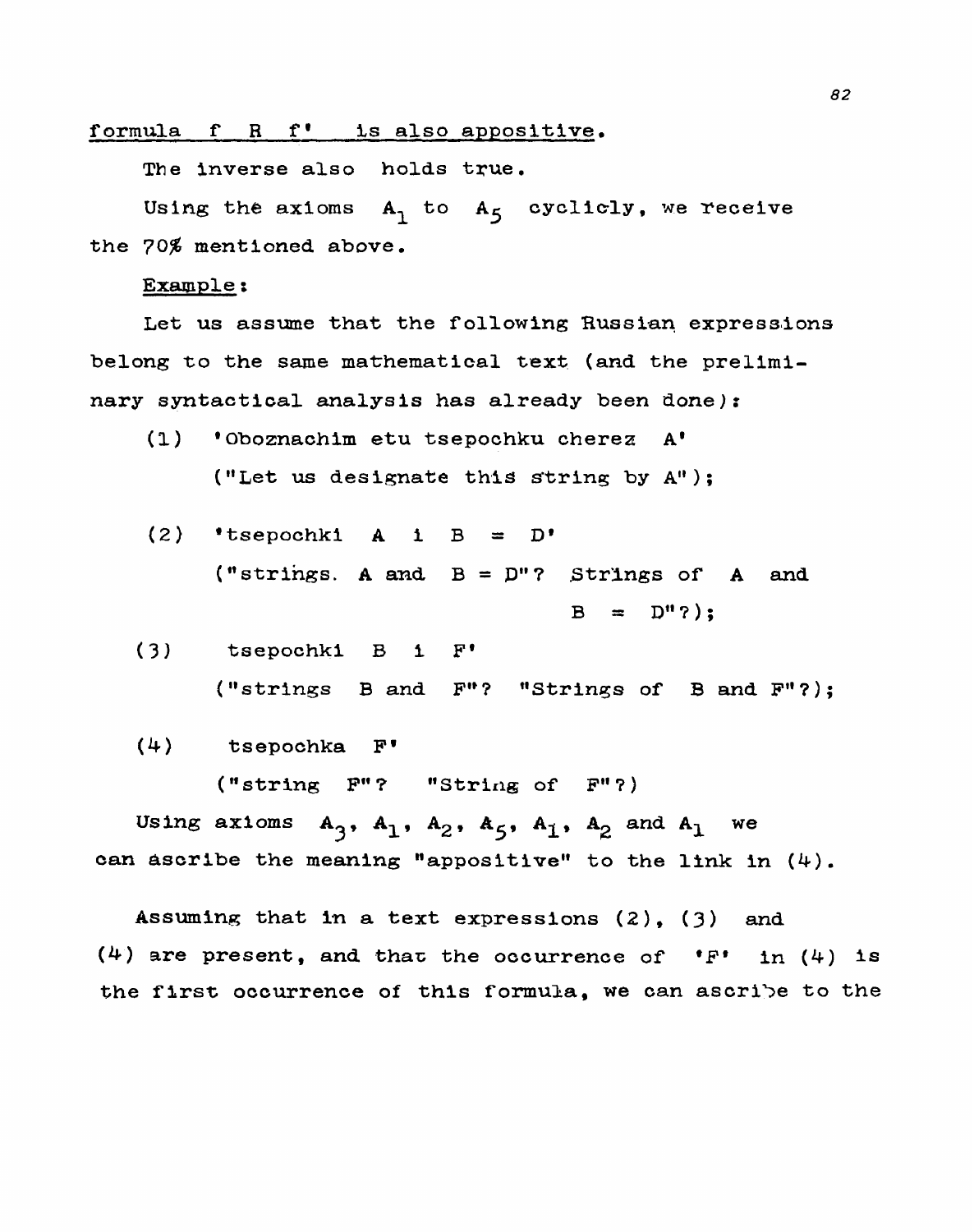formula  f  R  f'  is also appositive.

The inverse also holds true.

Using the axioms $A_1$ to $A_5$ cyclicly, we receive the 70% mentioned above.

Example:

Let us assume that the following Russian expressions belong to the same mathematical text (and the preliminary syntactical analysis has already been done):

(1) 'Oboznachim etu tsepochku cherez A'
("Let us designate this string by A");

(2) 'tsepochki A i B = D'
("strings. A and B = D"? Strings of A and B = D"?);

(3) tsepochki B i F'
("strings B and F"? "Strings of B and F"?);

(4) tsepochka F'
("string F"? "String of F"?)

Using axioms $A_3$, $A_1$, $A_2$, $A_5$, $A_1$, $A_2$ and $A_1$ we can ascribe the meaning "appositive" to the link in (4).

Assuming that in a text expressions (2), (3) and (4) are present, and that the occurrence of 'F' in (4) is the first occurrence of this formula, we can ascribe to the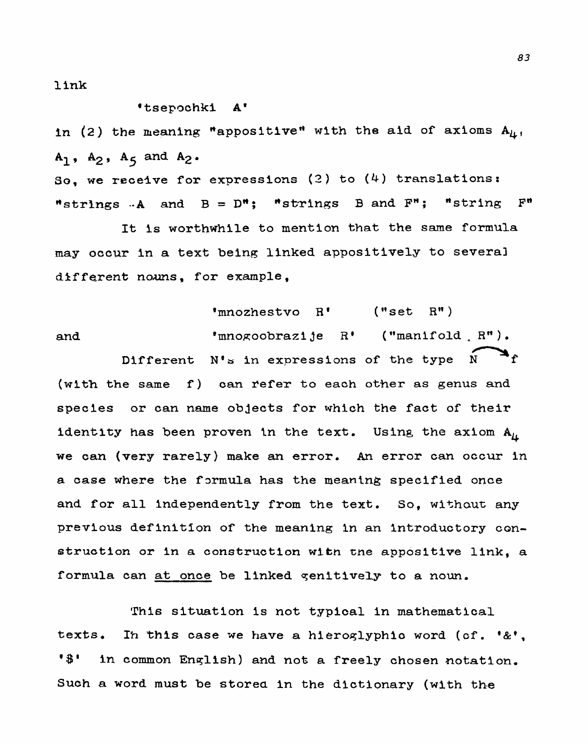link

'tsepochki A'

in (2) the meaning "appositive" with the aid of axioms $A_4$, $A_1$, $A_2$, $A_5$ and $A_2$.

So, we receive for expressions (2) to (4) translations: "strings A and B = D"; "strings B and F"; "string F"

It is worthwhile to mention that the same formula may occur in a text being linked appositively to several different nouns, for example,

'mnozhestvo R' ("set R")

and 'mnogoobrazije R' ("manifold R").

Different N's in expressions of the type $N \curvearrowright f$ (with the same f) can refer to each other as genus and species or can name objects for which the fact of their identity has been proven in the text. Using the axiom $A_4$ we can (very rarely) make an error. An error can occur in a case where the formula has the meaning specified once and for all independently from the text. So, without any previous definition of the meaning in an introductory construction or in a construction with the appositive link, a formula can <u>at once</u> be linked genitively to a noun.

This situation is not typical in mathematical texts. In this case we have a hieroglyphic word (cf. '&', '$' in common English) and not a freely chosen notation. Such a word must be stored in the dictionary (with the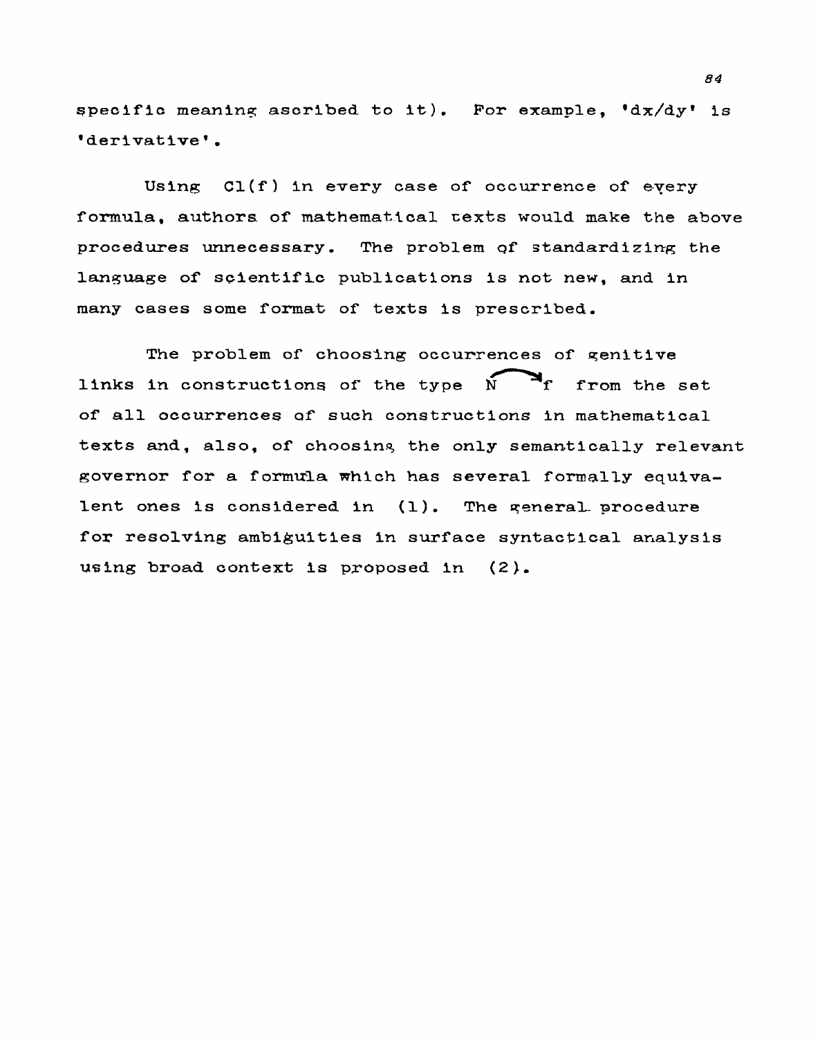specific meaning ascribed to it). For example, 'dx/dy' is 'derivative'.

Using Cl(f) in every case of occurrence of every formula, authors of mathematical texts would make the above procedures unnecessary. The problem of standardizing the language of scientific publications is not new, and in many cases some format of texts is prescribed.

The problem of choosing occurrences of genitive links in constructions of the type $\overset{\frown}{N \rightarrow f}$ from the set of all occurrences of such constructions in mathematical texts and, also, of choosing the only semantically relevant governor for a formula which has several formally equivalent ones is considered in (1). The general procedure for resolving ambiguities in surface syntactical analysis using broad context is proposed in (2).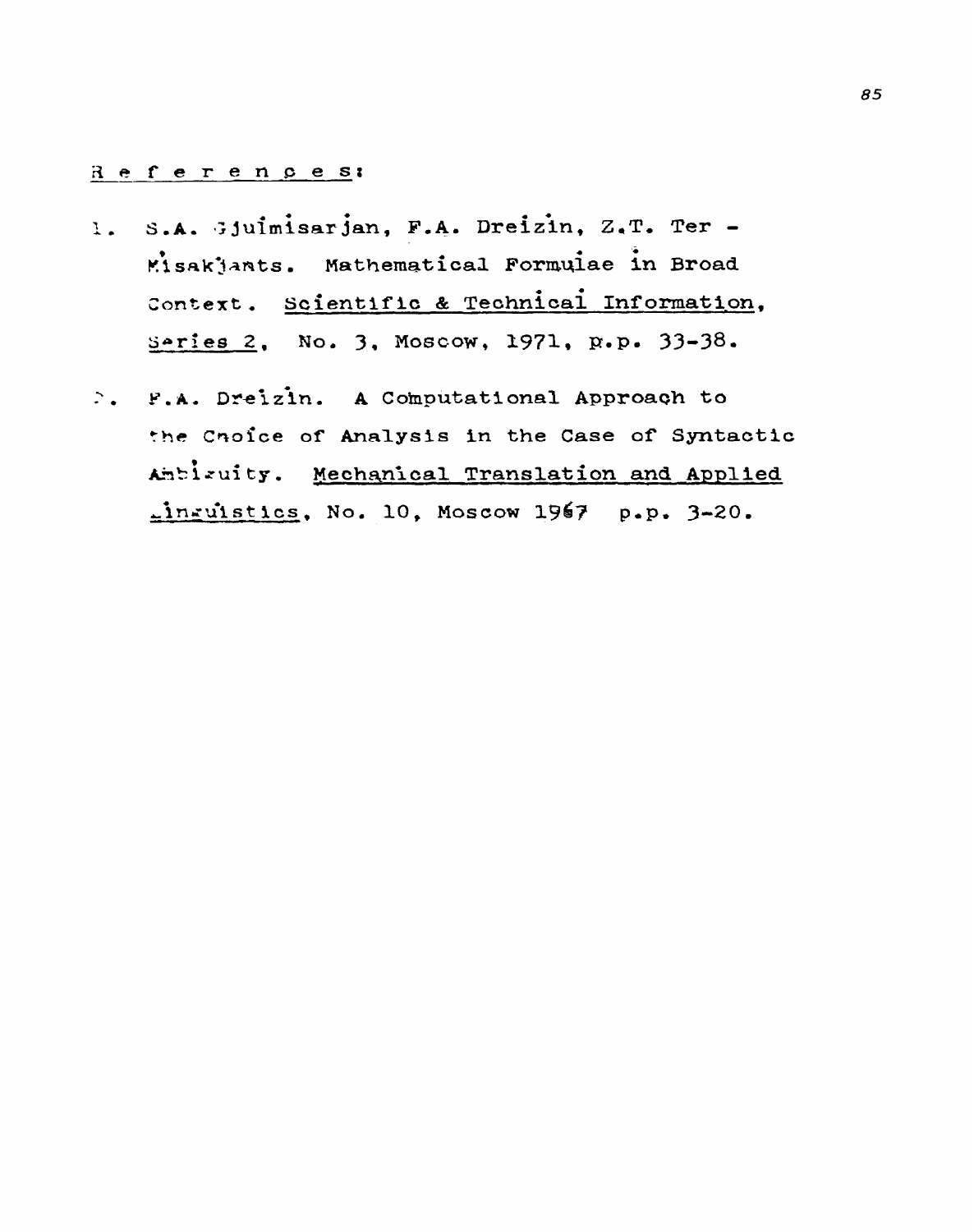## References:

1. S.A. Gjulmisarjan, F.A. Dreizin, Z.T. Ter - Misakjants. Mathematical Formulae in Broad Context. Scientific & Technical Information, Series 2, No. 3, Moscow, 1971, p.p. 33-38.

2. F.A. Dreizin. A Computational Approach to the Choice of Analysis in the Case of Syntactic Ambiguity. Mechanical Translation and Applied Linguistics, No. 10, Moscow 1967 p.p. 3-20.